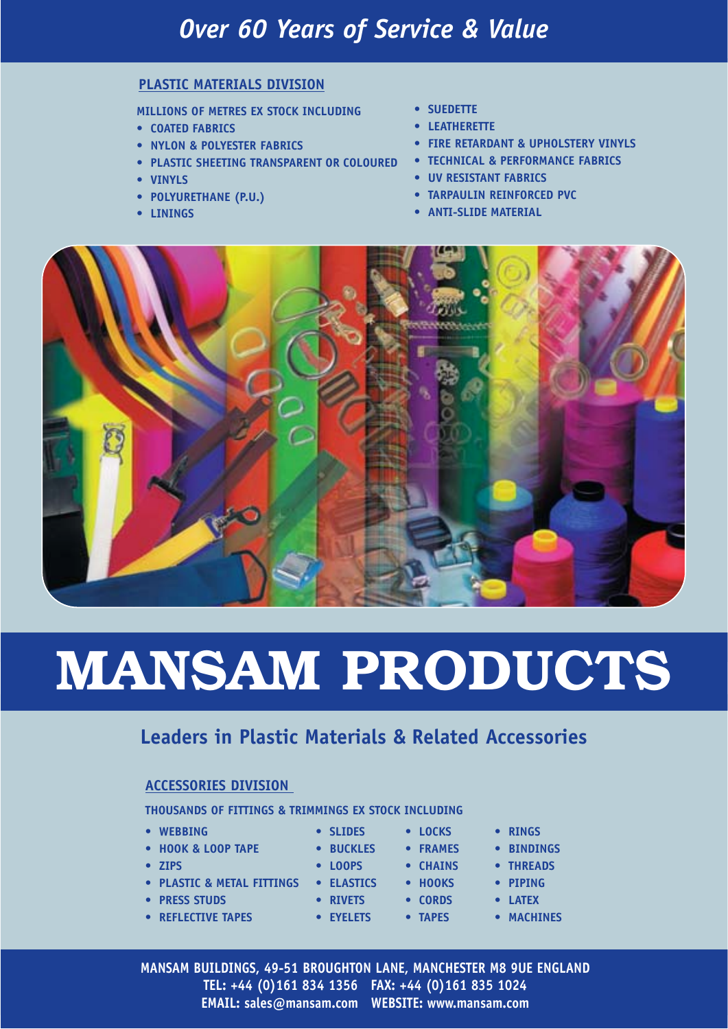# *Over 60 Years of Service & Value*

## PLASTIC MATERIALS DIVISION

**MILLIONS OF METRES EX STOCK INCLUDING**

- COATED FABRICS
- NYLON & POLYESTER FABRICS
- PLASTIC SHEETING TRANSPARENT OR COLOURED
- VINYLS
- POLYURETHANE (P.U.)
- LININGS
- SUEDETTE
- LEATHERETTE
- FIRE RETARDANT & UPHOLSTERY VINYLS
- TECHNICAL & PERFORMANCE FABRICS
- UV RESISTANT FABRICS
- TARPAULIN REINFORCED PVC
- ANTI-SLIDE MATERIAL

# MANSAM PRODUCTS

### Leaders in Plastic Materials & Related Accessories

## ACCESSORIES DIVISION

**THOUSANDS OF FITTINGS & TRIMMINGS EX STOCK INCLUDING**

- WEBBING
- HOOK & LOOP TAPE
- ZIPS
- PLASTIC & METAL FITTINGS
- PRESS STUDS
- REFLECTIVE TAPES
- SLIDES
- BUCKLES
- LOOPS
- ELASTICS
- RIVETS
- EYELETS
- LOCKS
- FRAMES
- CHAINS
- HOOKS
- CORDS
- TAPES
- RINGS
- BINDINGS
- THREADS
- PIPING
- LATEX
- MACHINES

**MANSAM BUILDINGS, 49-51 BROUGHTON LANE, MANCHESTER M8 9UE ENGLAND**
**TEL: +44 (0)161 834 1356 FAX: +44 (0)161 835 1024**
**EMAIL: sales@mansam.com WEBSITE: www.mansam.com**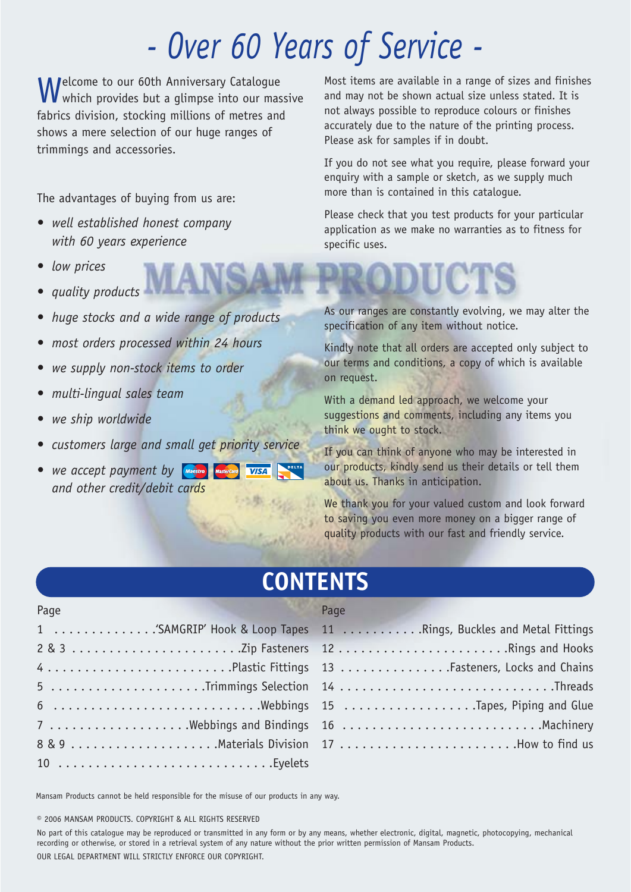# - Over 60 Years of Service -

Welcome to our 60th Anniversary Catalogue which provides but a glimpse into our massive fabrics division, stocking millions of metres and shows a mere selection of our huge ranges of trimmings and accessories.

The advantages of buying from us are:

- *well established honest company with 60 years experience*
- *low prices*
- *quality products*
- *huge stocks and a wide range of products*
- *most orders processed within 24 hours*
- *we supply non-stock items to order*
- *multi-lingual sales team*
- *we ship worldwide*
- *customers large and small get priority service*
- *we accept payment by Maestro, MasterCard, VISA, DELTA and other credit/debit cards*

Most items are available in a range of sizes and finishes and may not be shown actual size unless stated. It is not always possible to reproduce colours or finishes accurately due to the nature of the printing process. Please ask for samples if in doubt.

If you do not see what you require, please forward your enquiry with a sample or sketch, as we supply much more than is contained in this catalogue.

Please check that you test products for your particular application as we make no warranties as to fitness for specific uses.

## MANSAM PRODUCTS

As our ranges are constantly evolving, we may alter the specification of any item without notice.

Kindly note that all orders are accepted only subject to our terms and conditions, a copy of which is available on request.

With a demand led approach, we welcome your suggestions and comments, including any items you think we ought to stock.

If you can think of anyone who may be interested in our products, kindly send us their details or tell them about us. Thanks in anticipation.

We thank you for your valued custom and look forward to saving you even more money on a bigger range of quality products with our fast and friendly service.

## CONTENTS

| Page | |
|---|---|
| 1 | 'SAMGRIP' Hook & Loop Tapes |
| 2 & 3 | Zip Fasteners |
| 4 | Plastic Fittings |
| 5 | Trimmings Selection |
| 6 | Webbings |
| 7 | Webbings and Bindings |
| 8 & 9 | Materials Division |
| 10 | Eyelets |
| 11 | Rings, Buckles and Metal Fittings |
| 12 | Rings and Hooks |
| 13 | Fasteners, Locks and Chains |
| 14 | Threads |
| 15 | Tapes, Piping and Glue |
| 16 | Machinery |
| 17 | How to find us |

Mansam Products cannot be held responsible for the misuse of our products in any way.

© 2006 MANSAM PRODUCTS. COPYRIGHT & ALL RIGHTS RESERVED

No part of this catalogue may be reproduced or transmitted in any form or by any means, whether electronic, digital, magnetic, photocopying, mechanical recording or otherwise, or stored in a retrieval system of any nature without the prior written permission of Mansam Products.

OUR LEGAL DEPARTMENT WILL STRICTLY ENFORCE OUR COPYRIGHT.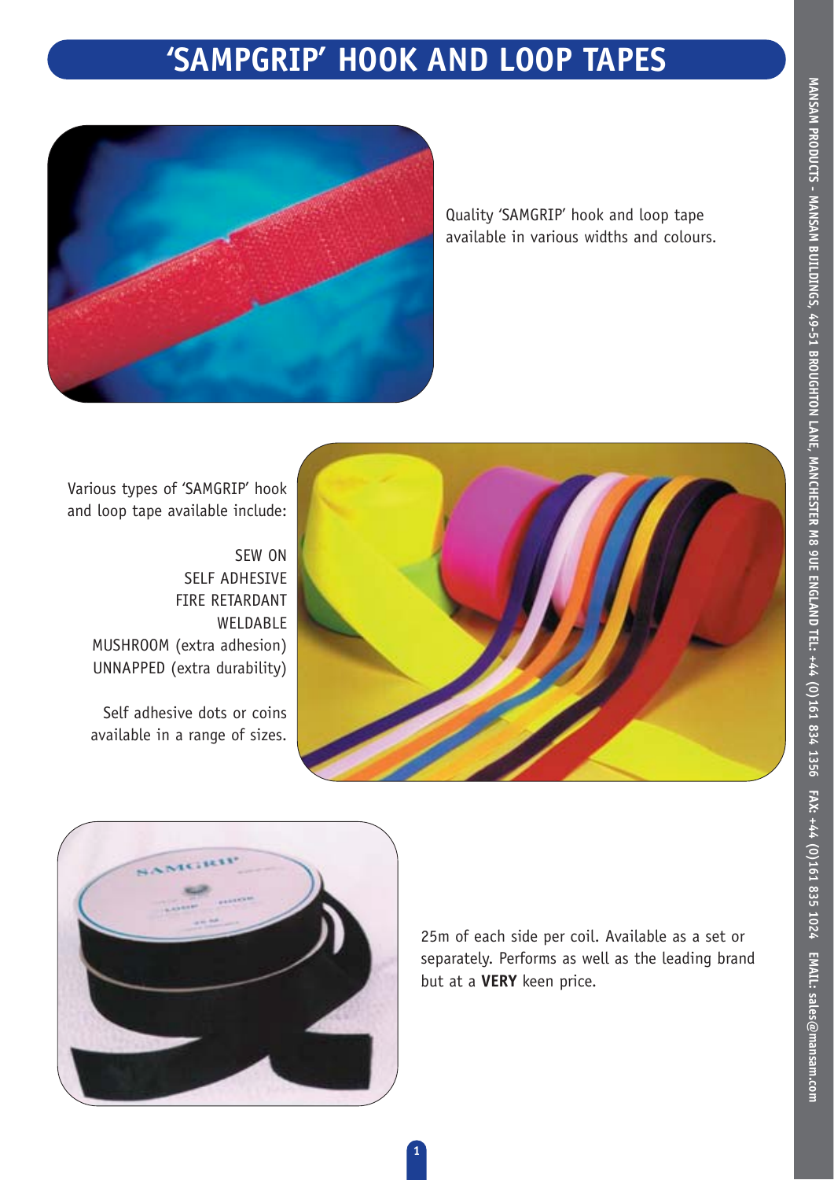# 'SAMPGRIP' HOOK AND LOOP TAPES

Quality 'SAMGRIP' hook and loop tape available in various widths and colours.

Various types of 'SAMGRIP' hook and loop tape available include:

SEW ON
SELF ADHESIVE
FIRE RETARDANT
WELDABLE
MUSHROOM (extra adhesion)
UNNAPPED (extra durability)

Self adhesive dots or coins available in a range of sizes.

25m of each side per coil. Available as a set or separately. Performs as well as the leading brand but at a **VERY** keen price.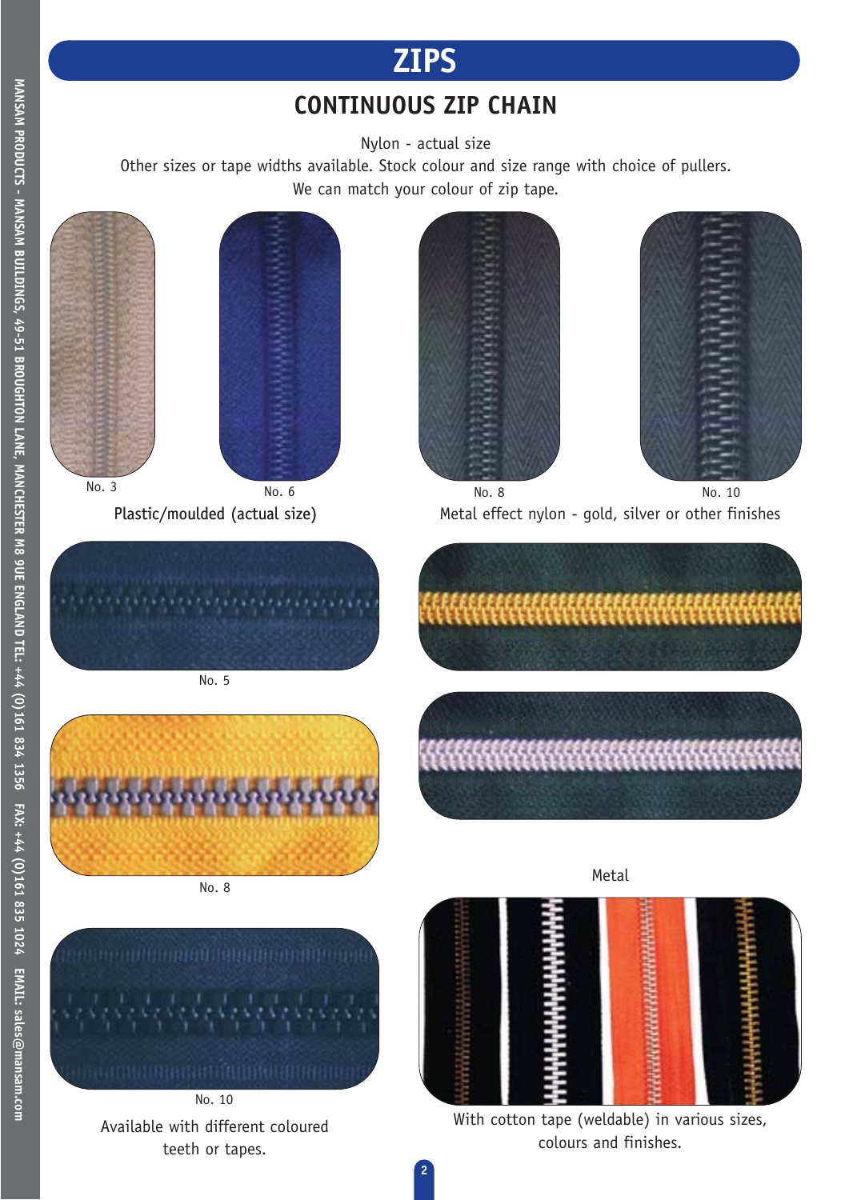# ZIPS

## CONTINUOUS ZIP CHAIN

Nylon - actual size

Other sizes or tape widths available. Stock colour and size range with choice of pullers.

We can match your colour of zip tape.

No. 3

No. 6

No. 8

No. 10

Metal effect nylon - gold, silver or other finishes

Plastic/moulded (actual size)

No. 5

No. 8

No. 10

Available with different coloured teeth or tapes.

Metal

With cotton tape (weldable) in various sizes, colours and finishes.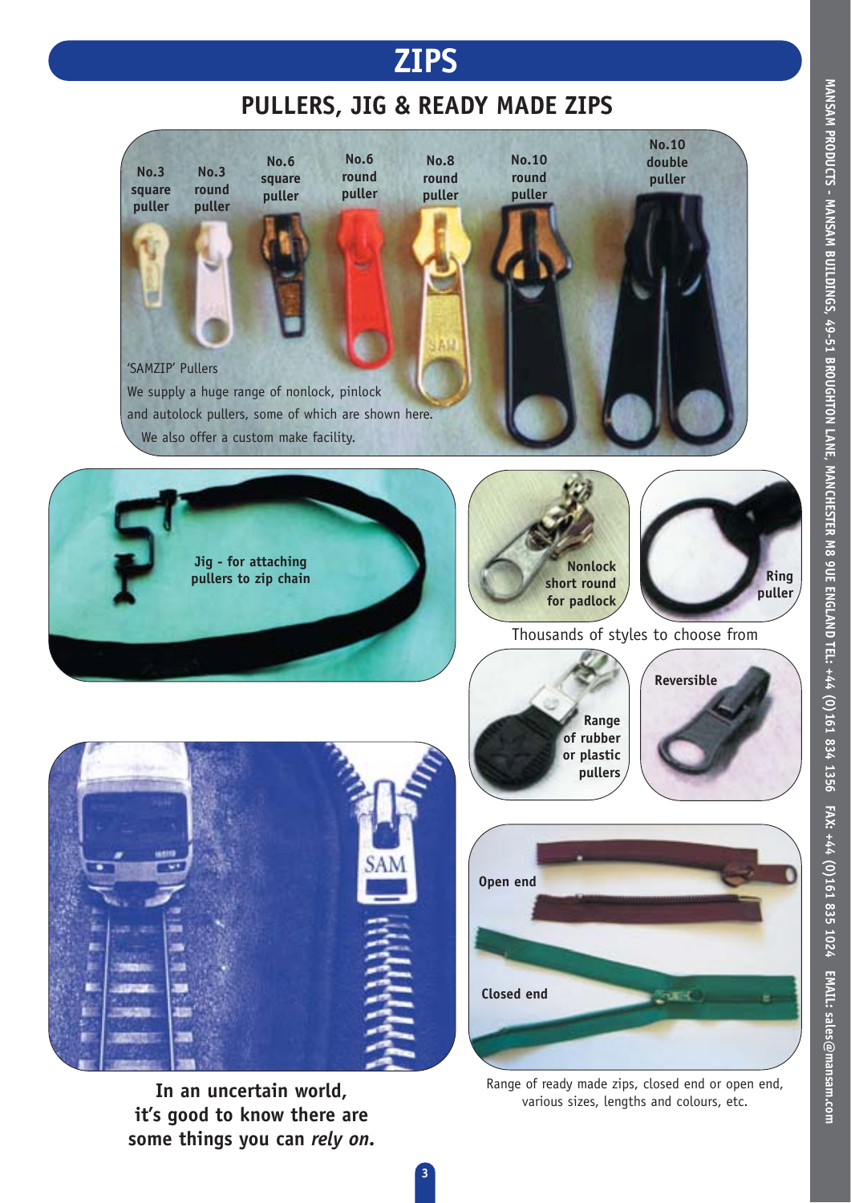# ZIPS

## PULLERS, JIG & READY MADE ZIPS

No.3 square puller

No.3 round puller

No.6 square puller

No.6 round puller

No.8 round puller

No.10 round puller

No.10 double puller

'SAMZIP' Pullers

We supply a huge range of nonlock, pinlock and autolock pullers, some of which are shown here. We also offer a custom make facility.

Jig - for attaching pullers to zip chain

Nonlock short round for padlock

Ring puller

Thousands of styles to choose from

Range of rubber or plastic pullers

Reversible

Open end

Closed end

Range of ready made zips, closed end or open end, various sizes, lengths and colours, etc.

**In an uncertain world, it's good to know there are some things you can *rely on*.**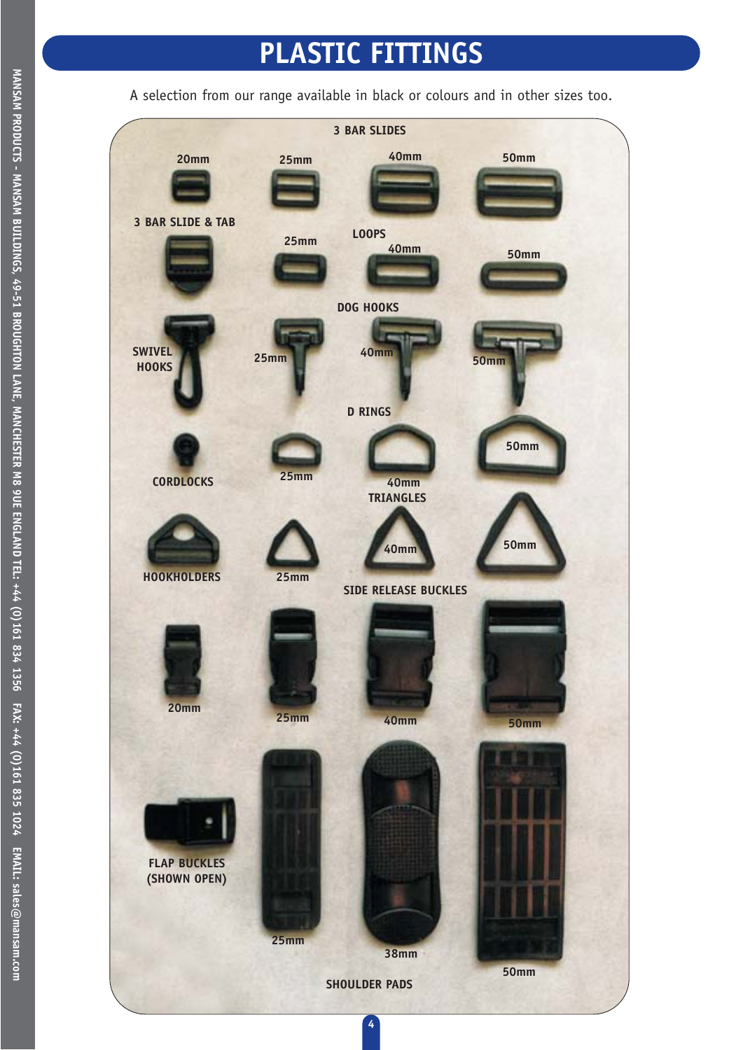# PLASTIC FITTINGS

A selection from our range available in black or colours and in other sizes too.

**3 BAR SLIDES**

20mm 25mm 40mm 50mm

**3 BAR SLIDE & TAB**

**LOOPS**

25mm 40mm 50mm

**DOG HOOKS**

**SWIVEL HOOKS**

25mm 40mm 50mm

**D RINGS**

**CORDLOCKS**

25mm 40mm 50mm

**TRIANGLES**

**HOOKHOLDERS**

25mm 40mm 50mm

**SIDE RELEASE BUCKLES**

20mm 25mm 40mm 50mm

**FLAP BUCKLES (SHOWN OPEN)**

25mm 38mm 50mm

**SHOULDER PADS**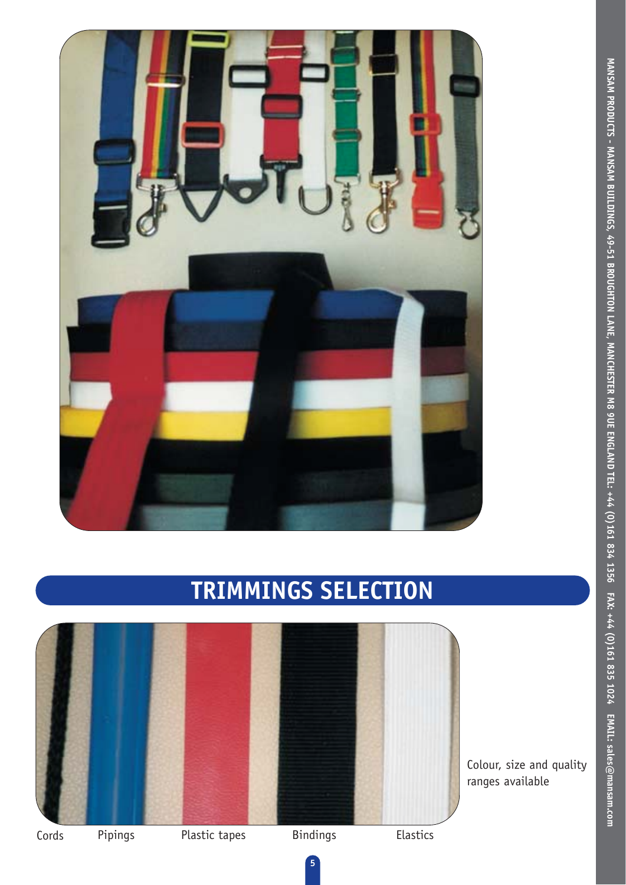# TRIMMINGS SELECTION

Colour, size and quality ranges available

Cords | Pipings | Plastic tapes | Bindings | Elastics

MANSAM PRODUCTS - MANSAM BUILDINGS, 49-51 BROUGHTON LANE, MANCHESTER M8 9UE ENGLAND TEL: +44 (0)161 834 1356 FAX: +44 (0)161 835 1024 EMAIL: sales@mansam.com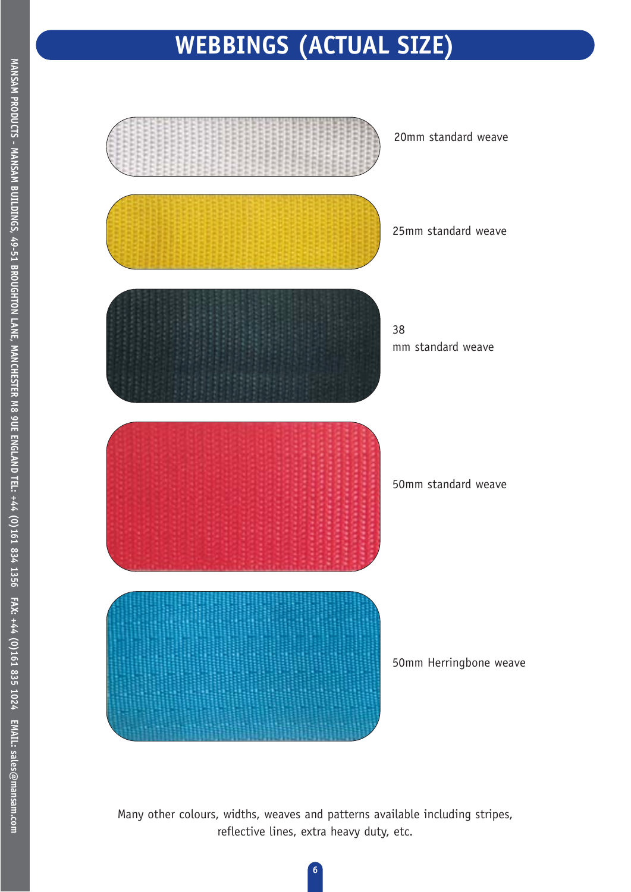# WEBBINGS (ACTUAL SIZE)

20mm standard weave

25mm standard weave

38
mm standard weave

50mm standard weave

50mm Herringbone weave

Many other colours, widths, weaves and patterns available including stripes, reflective lines, extra heavy duty, etc.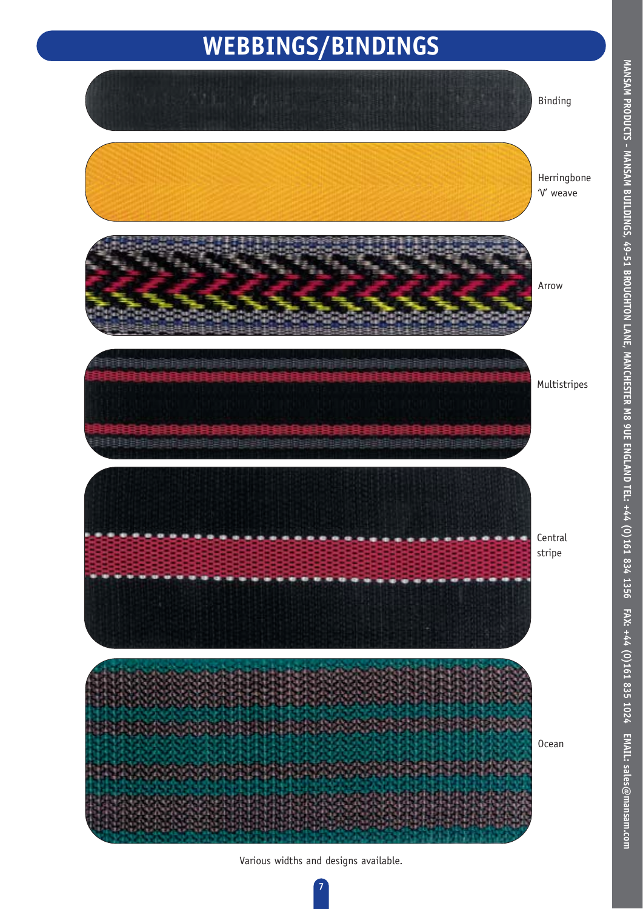# WEBBINGS/BINDINGS

Binding

Herringbone 'V' weave

Arrow

Multistripes

Central stripe

Ocean

Various widths and designs available.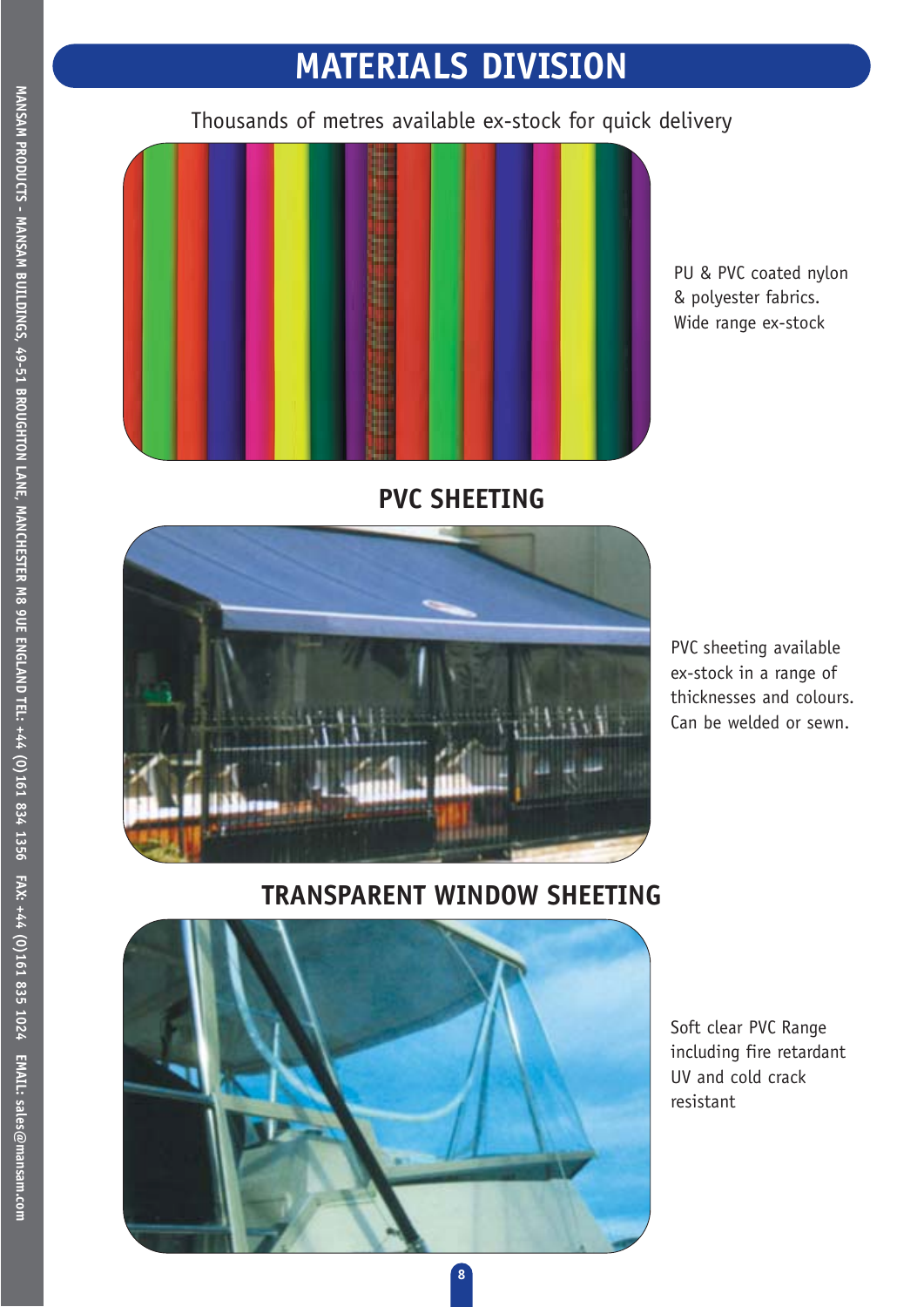# MATERIALS DIVISION

Thousands of metres available ex-stock for quick delivery

PU & PVC coated nylon & polyester fabrics. Wide range ex-stock

## PVC SHEETING

PVC sheeting available ex-stock in a range of thicknesses and colours. Can be welded or sewn.

## TRANSPARENT WINDOW SHEETING

Soft clear PVC Range including fire retardant UV and cold crack resistant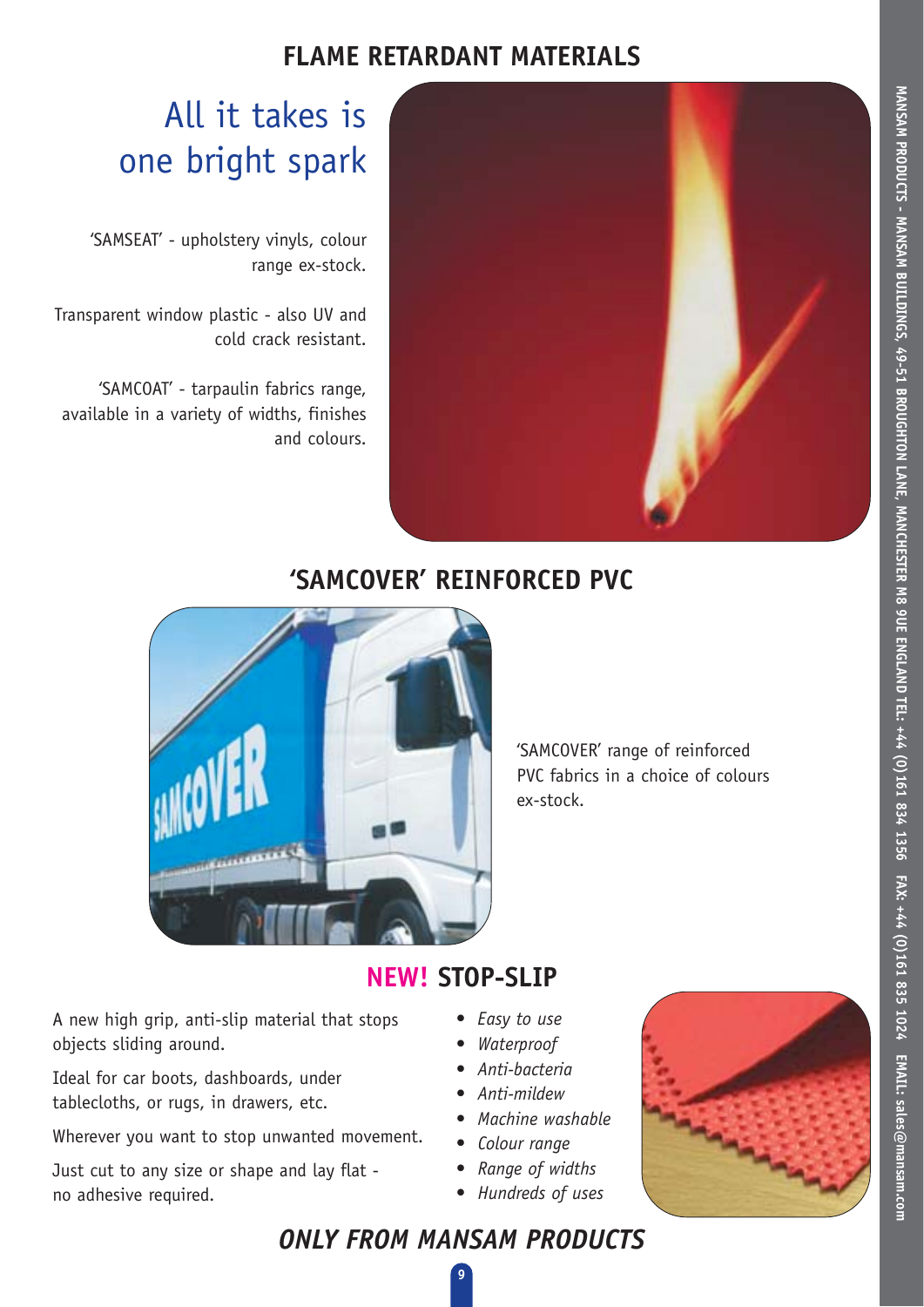# FLAME RETARDANT MATERIALS

## All it takes is one bright spark

'SAMSEAT' - upholstery vinyls, colour range ex-stock.

Transparent window plastic - also UV and cold crack resistant.

'SAMCOAT' - tarpaulin fabrics range, available in a variety of widths, finishes and colours.

# 'SAMCOVER' REINFORCED PVC

'SAMCOVER' range of reinforced PVC fabrics in a choice of colours ex-stock.

# NEW! STOP-SLIP

A new high grip, anti-slip material that stops objects sliding around.

Ideal for car boots, dashboards, under tablecloths, or rugs, in drawers, etc.

Wherever you want to stop unwanted movement.

Just cut to any size or shape and lay flat - no adhesive required.

- *Easy to use*
- *Waterproof*
- *Anti-bacteria*
- *Anti-mildew*
- *Machine washable*
- *Colour range*
- *Range of widths*
- *Hundreds of uses*

***ONLY FROM MANSAM PRODUCTS***

MANSAM PRODUCTS - MANSAM BUILDINGS, 49-51 BROUGHTON LANE, MANCHESTER M8 9UE ENGLAND TEL: +44 (0)161 834 1356 FAX: +44 (0)161 835 1024 EMAIL: sales@mansam.com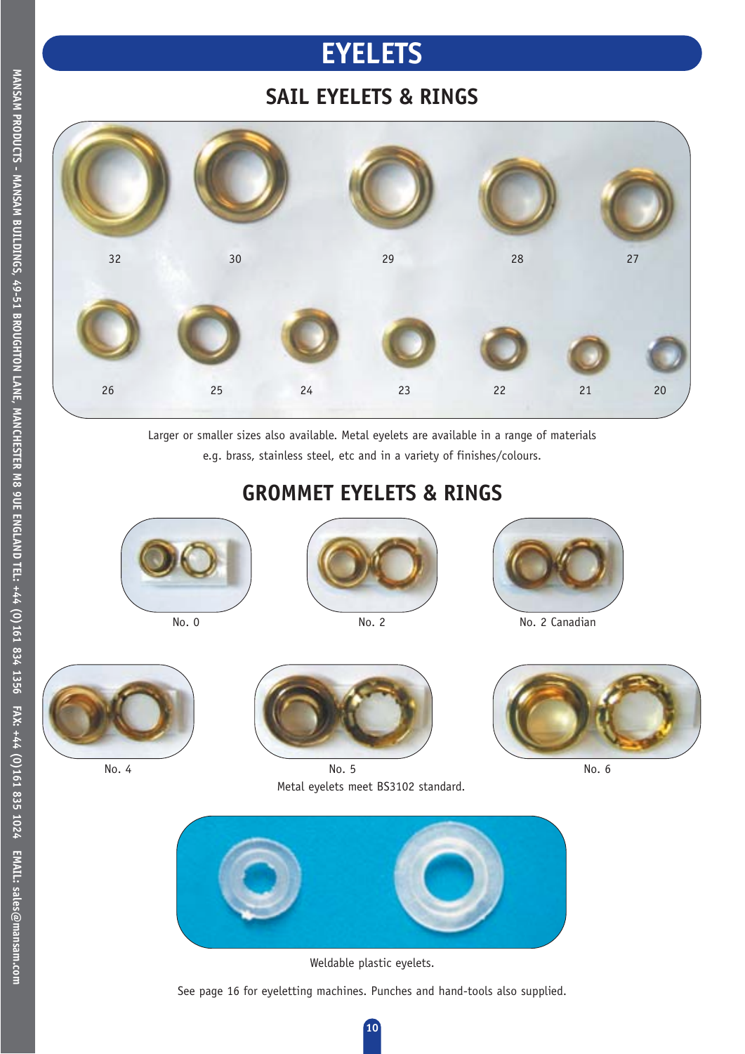# EYELETS

## SAIL EYELETS & RINGS

32 30 29 28 27

26 25 24 23 22 21 20

Larger or smaller sizes also available. Metal eyelets are available in a range of materials e.g. brass, stainless steel, etc and in a variety of finishes/colours.

## GROMMET EYELETS & RINGS

No. 0

No. 2

No. 2 Canadian

No. 4

No. 5

No. 6

Metal eyelets meet BS3102 standard.

Weldable plastic eyelets.

See page 16 for eyeletting machines. Punches and hand-tools also supplied.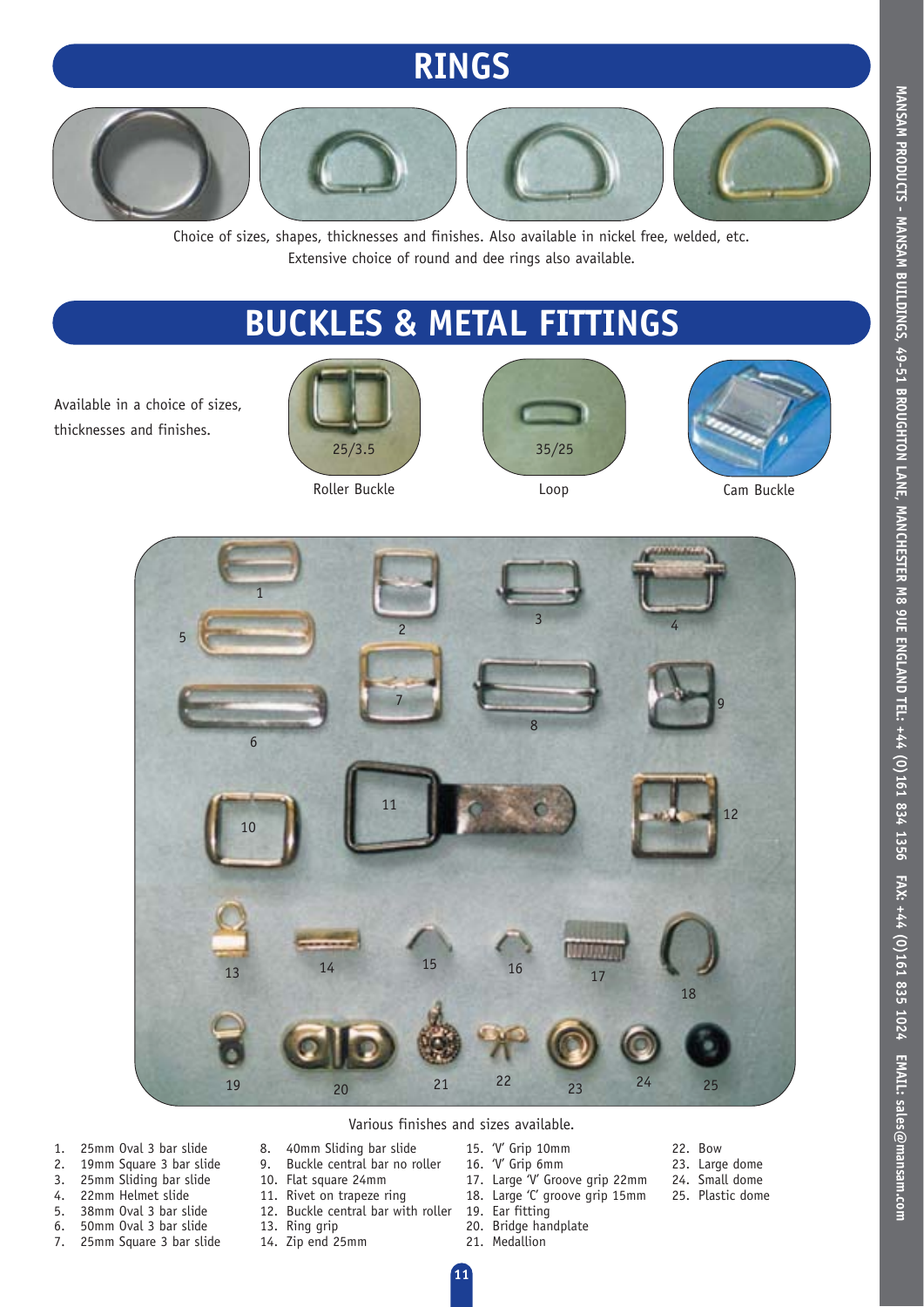# RINGS

Choice of sizes, shapes, thicknesses and finishes. Also available in nickel free, welded, etc.
Extensive choice of round and dee rings also available.

# BUCKLES & METAL FITTINGS

Available in a choice of sizes, thicknesses and finishes.

25/3.5

Roller Buckle

35/25

Loop

Cam Buckle

Various finishes and sizes available.

1. 25mm Oval 3 bar slide
2. 19mm Square 3 bar slide
3. 25mm Sliding bar slide
4. 22mm Helmet slide
5. 38mm Oval 3 bar slide
6. 50mm Oval 3 bar slide
7. 25mm Square 3 bar slide
8. 40mm Sliding bar slide
9. Buckle central bar no roller
10. Flat square 24mm
11. Rivet on trapeze ring
12. Buckle central bar with roller
13. Ring grip
14. Zip end 25mm
15. 'V' Grip 10mm
16. 'V' Grip 6mm
17. Large 'V' Groove grip 22mm
18. Large 'C' groove grip 15mm
19. Ear fitting
20. Bridge handplate
21. Medallion
22. Bow
23. Large dome
24. Small dome
25. Plastic dome

MANSAM PRODUCTS - MANSAM BUILDINGS, 49-51 BROUGHTON LANE, MANCHESTER M8 9UE ENGLAND TEL: +44 (0)161 834 1356 FAX: +44 (0)161 835 1024 EMAIL: sales@mansam.com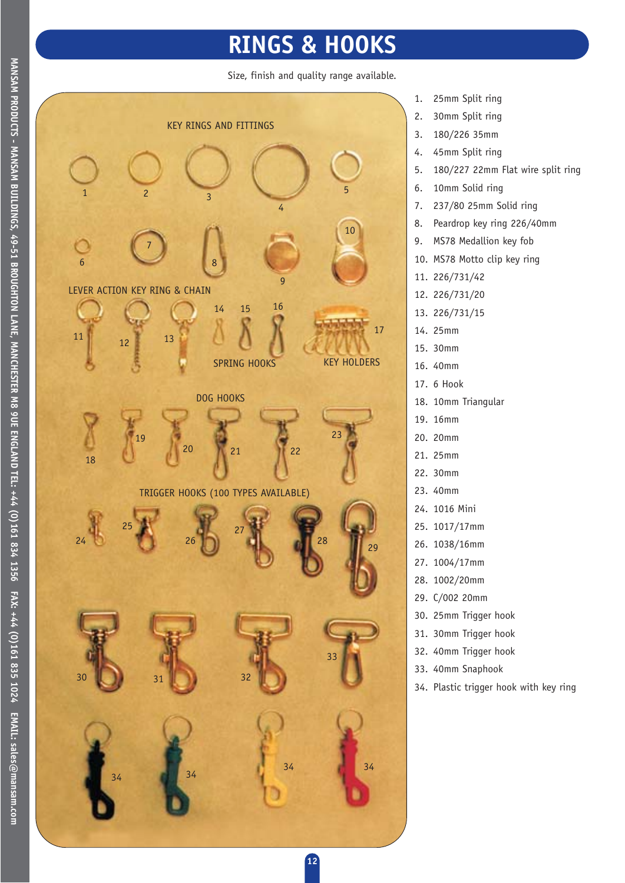# RINGS & HOOKS

Size, finish and quality range available.

KEY RINGS AND FITTINGS

LEVER ACTION KEY RING & CHAIN

SPRING HOOKS

KEY HOLDERS

DOG HOOKS

TRIGGER HOOKS (100 TYPES AVAILABLE)

1. 25mm Split ring
2. 30mm Split ring
3. 180/226 35mm
4. 45mm Split ring
5. 180/227 22mm Flat wire split ring
6. 10mm Solid ring
7. 237/80 25mm Solid ring
8. Peardrop key ring 226/40mm
9. MS78 Medallion key fob
10. MS78 Motto clip key ring
11. 226/731/42
12. 226/731/20
13. 226/731/15
14. 25mm
15. 30mm
16. 40mm
17. 6 Hook
18. 10mm Triangular
19. 16mm
20. 20mm
21. 25mm
22. 30mm
23. 40mm
24. 1016 Mini
25. 1017/17mm
26. 1038/16mm
27. 1004/17mm
28. 1002/20mm
29. C/002 20mm
30. 25mm Trigger hook
31. 30mm Trigger hook
32. 40mm Trigger hook
33. 40mm Snaphook
34. Plastic trigger hook with key ring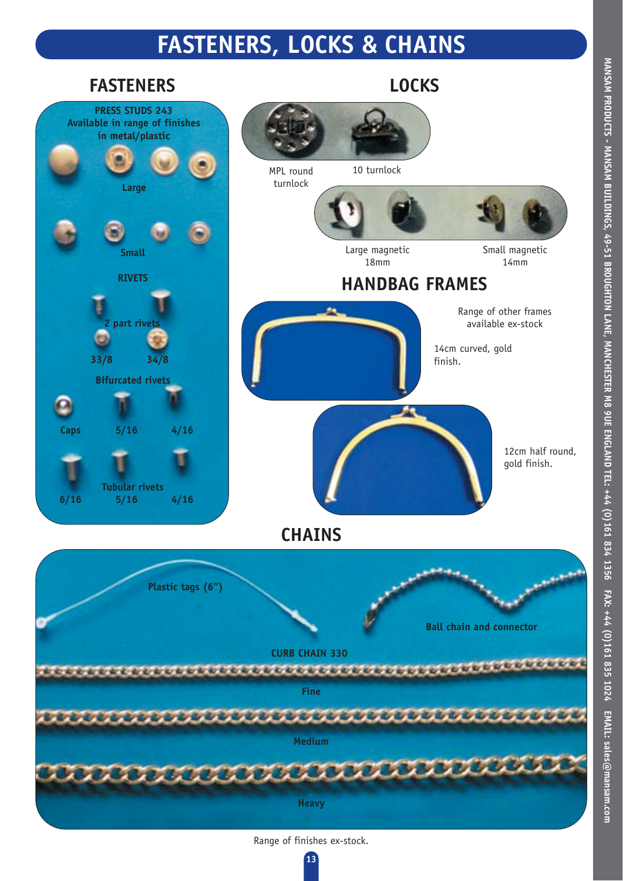# FASTENERS, LOCKS & CHAINS

## FASTENERS

**PRESS STUDS 243**
**Available in range of finishes in metal/plastic**

**Large**

**Small**

**RIVETS**

**2 part rivets**

**33/8** **34/8**

**Bifurcated rivets**

**Caps** **5/16** **4/16**

**Tubular rivets**

**6/16** **5/16** **4/16**

## LOCKS

MPL round turnlock

10 turnlock

Large magnetic 18mm

Small magnetic 14mm

## HANDBAG FRAMES

Range of other frames available ex-stock

14cm curved, gold finish.

12cm half round, gold finish.

## CHAINS

**Plastic tags (6")**

**Ball chain and connector**

**CURB CHAIN 330**

**Fine**

**Medium**

**Heavy**

Range of finishes ex-stock.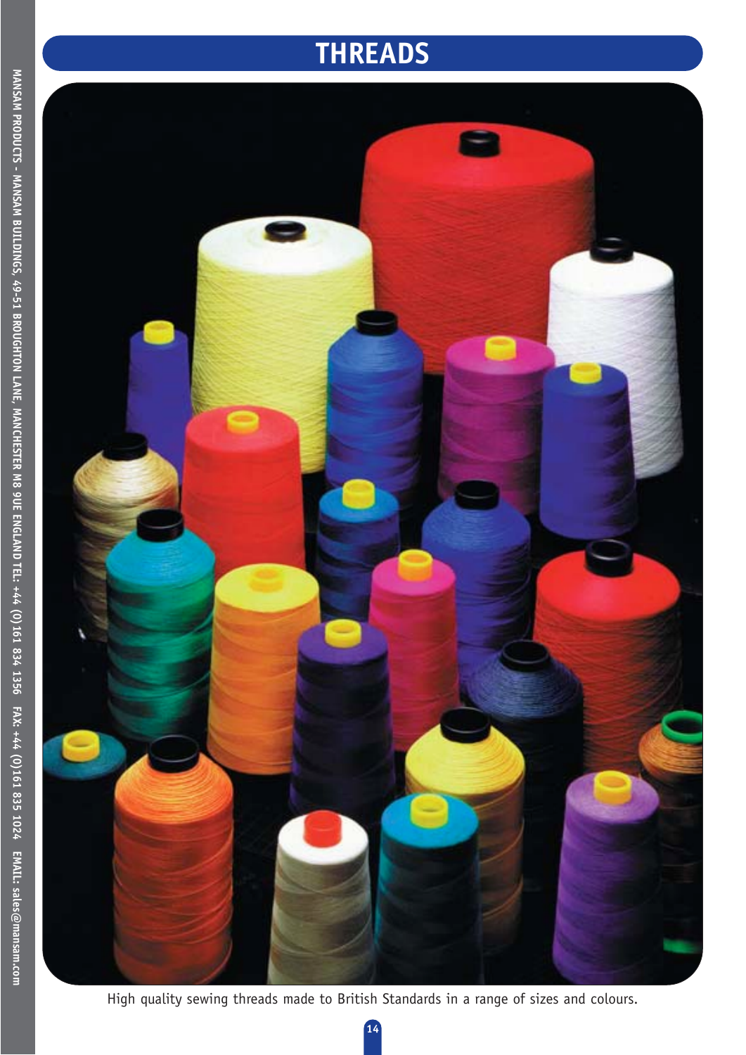# THREADS

High quality sewing threads made to British Standards in a range of sizes and colours.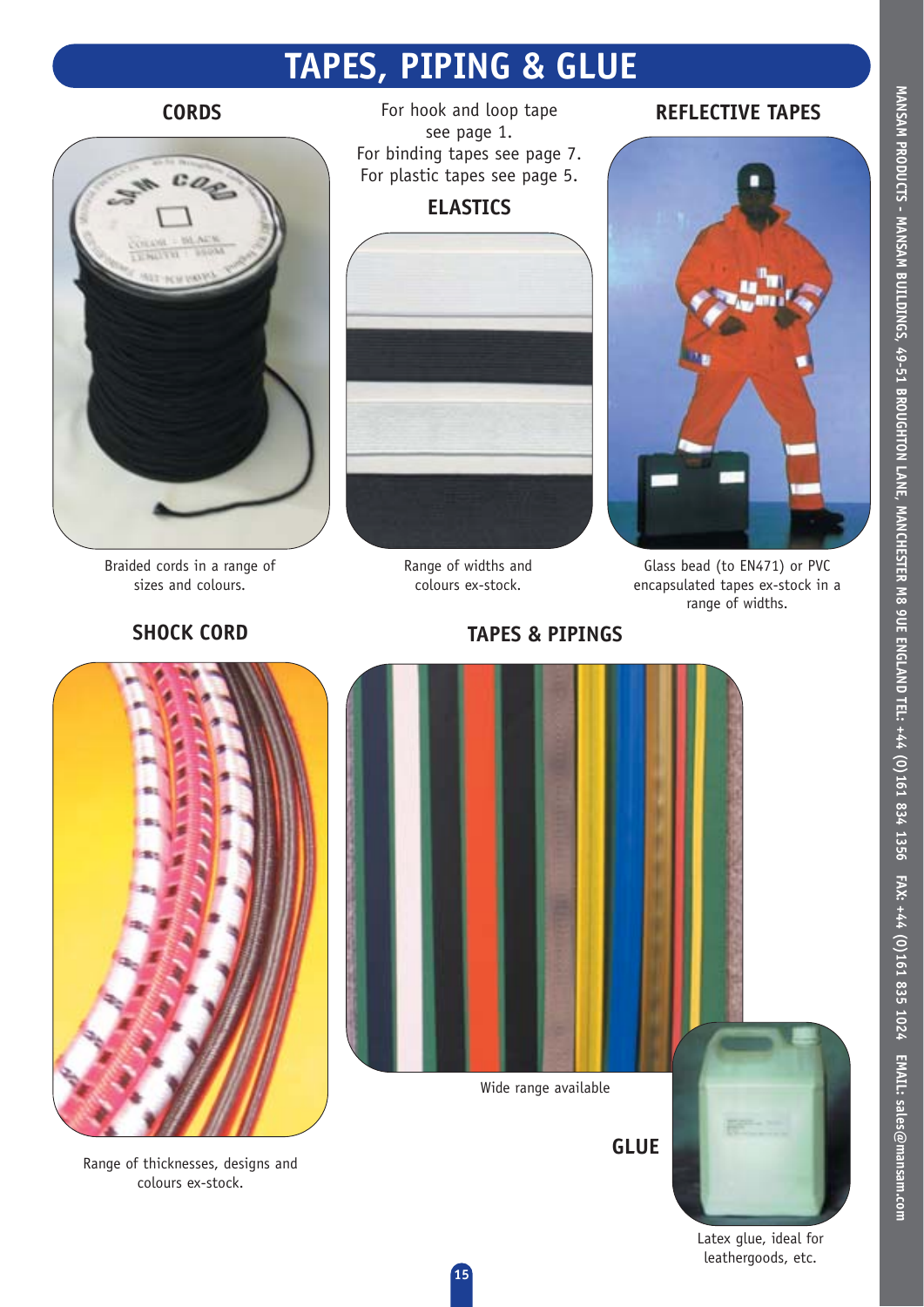# TAPES, PIPING & GLUE

## CORDS

Braided cords in a range of sizes and colours.

For hook and loop tape see page 1.
For binding tapes see page 7.
For plastic tapes see page 5.

## ELASTICS

Range of widths and colours ex-stock.

## REFLECTIVE TAPES

Glass bead (to EN471) or PVC encapsulated tapes ex-stock in a range of widths.

## SHOCK CORD

Range of thicknesses, designs and colours ex-stock.

## TAPES & PIPINGS

Wide range available

## GLUE

Latex glue, ideal for leathergoods, etc.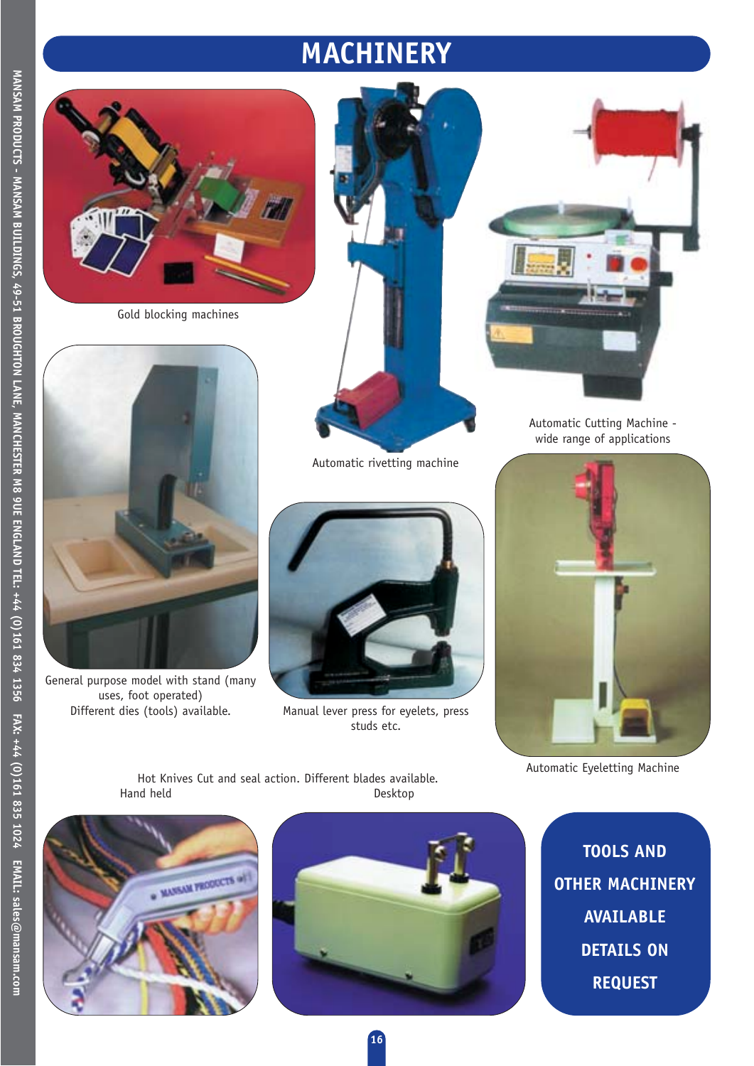# MACHINERY

Gold blocking machines

Automatic rivetting machine

Automatic Cutting Machine - wide range of applications

General purpose model with stand (many uses, foot operated)
Different dies (tools) available.

Manual lever press for eyelets, press studs etc.

Automatic Eyeletting Machine

Hot Knives Cut and seal action. Different blades available.
Hand held Desktop

**TOOLS AND OTHER MACHINERY AVAILABLE DETAILS ON REQUEST**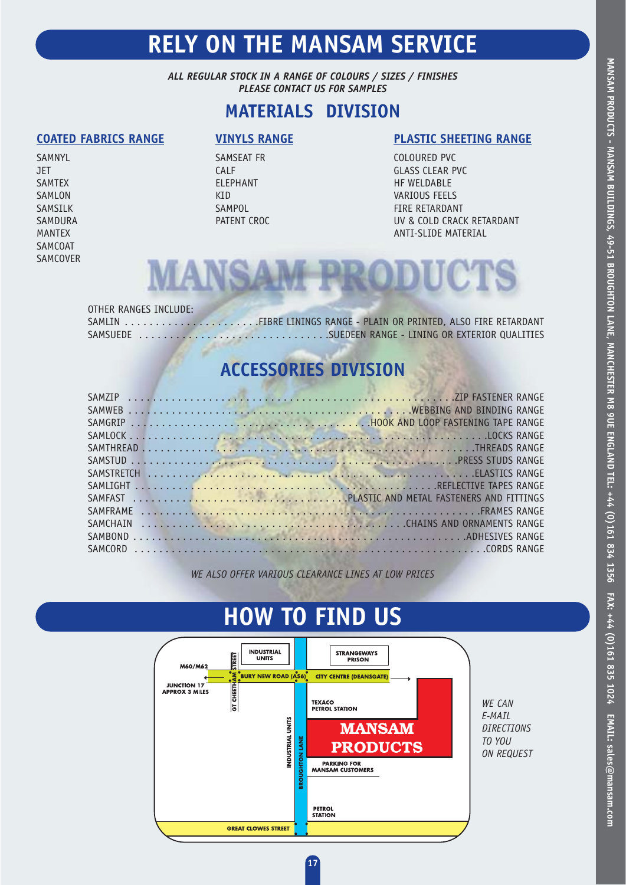# RELY ON THE MANSAM SERVICE

*ALL REGULAR STOCK IN A RANGE OF COLOURS / SIZES / FINISHES*
*PLEASE CONTACT US FOR SAMPLES*

## MATERIALS DIVISION

### COATED FABRICS RANGE

SAMNYL
JET
SAMTEX
SAMLON
SAMSILK
SAMDURA
MANTEX
SAMCOAT
SAMCOVER

### VINYLS RANGE

SAMSEAT FR
CALF
ELEPHANT
KID
SAMPOL
PATENT CROC

### PLASTIC SHEETING RANGE

COLOURED PVC
GLASS CLEAR PVC
HF WELDABLE
VARIOUS FEELS
FIRE RETARDANT
UV & COLD CRACK RETARDANT
ANTI-SLIDE MATERIAL

# MANSAM PRODUCTS

OTHER RANGES INCLUDE:

SAMLIN .......... FIBRE LININGS RANGE - PLAIN OR PRINTED, ALSO FIRE RETARDANT
SAMSUEDE .......... SUEDEEN RANGE - LINING OR EXTERIOR QUALITIES

## ACCESSORIES DIVISION

SAMZIP .......... ZIP FASTENER RANGE
SAMWEB .......... WEBBING AND BINDING RANGE
SAMGRIP .......... HOOK AND LOOP FASTENING TAPE RANGE
SAMLOCK .......... LOCKS RANGE
SAMTHREAD .......... THREADS RANGE
SAMSTUD .......... PRESS STUDS RANGE
SAMSTRETCH .......... ELASTICS RANGE
SAMLIGHT .......... REFLECTIVE TAPES RANGE
SAMFAST .......... PLASTIC AND METAL FASTENERS AND FITTINGS
SAMFRAME .......... FRAMES RANGE
SAMCHAIN .......... CHAINS AND ORNAMENTS RANGE
SAMBOND .......... ADHESIVES RANGE
SAMCORD .......... CORDS RANGE

*WE ALSO OFFER VARIOUS CLEARANCE LINES AT LOW PRICES*

# HOW TO FIND US

M60/M62
JUNCTION 17 APPROX 3 MILES
GT CHEETHAM STREET
INDUSTRIAL UNITS
BURY NEW ROAD (A56)
CITY CENTRE (DEANSGATE)
STRANGEWAYS PRISON
TEXACO PETROL STATION
INDUSTRIAL UNITS
BROUGHTON LANE
MANSAM PRODUCTS
PARKING FOR MANSAM CUSTOMERS
PETROL STATION
GREAT CLOWES STREET

*WE CAN E-MAIL DIRECTIONS TO YOU ON REQUEST*

MANSAM PRODUCTS - MANSAM BUILDINGS, 49-51 BROUGHTON LANE, MANCHESTER M8 9UE ENGLAND TEL: +44 (0)161 834 1356 FAX: +44 (0)161 835 1024 EMAIL: sales@mansam.com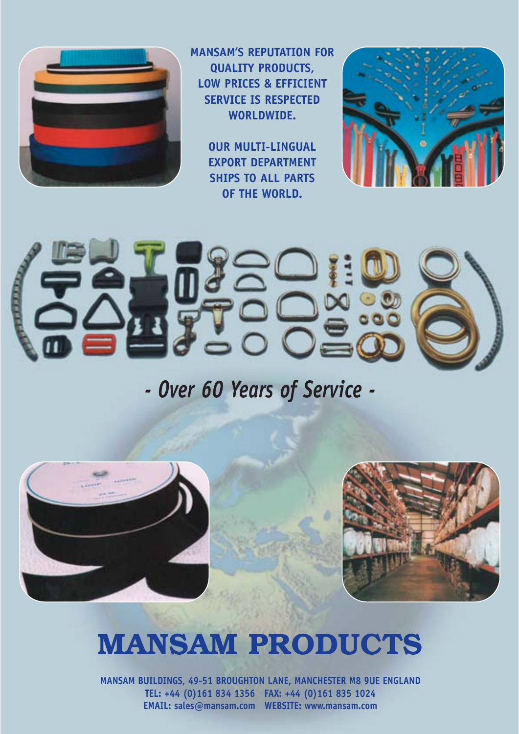**MANSAM'S REPUTATION FOR QUALITY PRODUCTS, LOW PRICES & EFFICIENT SERVICE IS RESPECTED WORLDWIDE.**

**OUR MULTI-LINGUAL EXPORT DEPARTMENT SHIPS TO ALL PARTS OF THE WORLD.**

*- Over 60 Years of Service -*

# MANSAM PRODUCTS

**MANSAM BUILDINGS, 49-51 BROUGHTON LANE, MANCHESTER M8 9UE ENGLAND**
**TEL: +44 (0)161 834 1356 FAX: +44 (0)161 835 1024**
**EMAIL: sales@mansam.com WEBSITE: www.mansam.com**